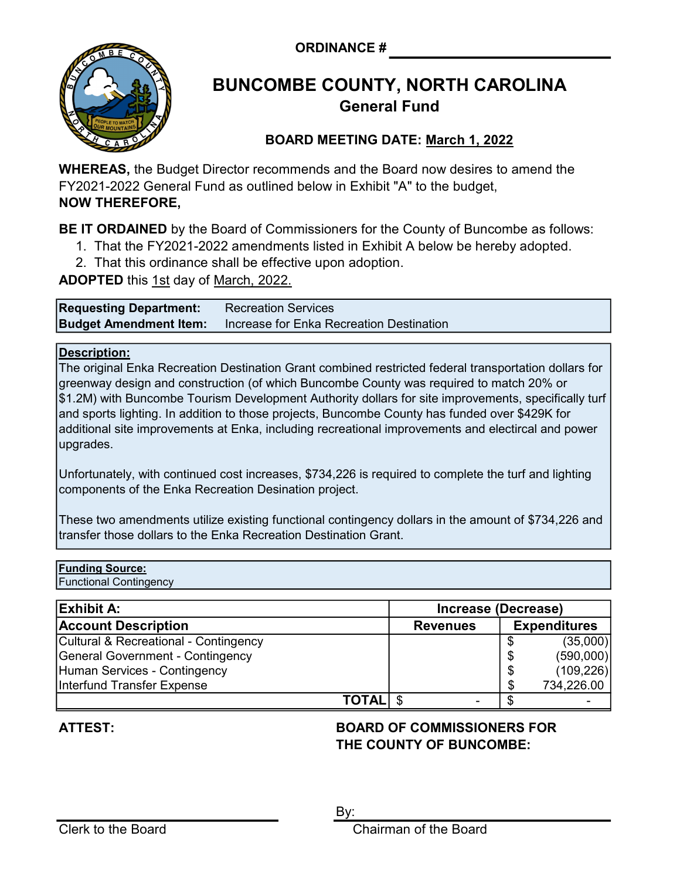ORDINANCE # ___________________________

# BUNCOMBE COUNTY, NORTH CAROLINA

## General Fund

**BOARD MEETING DATE: March 1, 2022**

**WHEREAS,** the Budget Director recommends and the Board now desires to amend the FY2021-2022 General Fund as outlined below in Exhibit "A" to the budget,
**NOW THEREFORE,**

**BE IT ORDAINED** by the Board of Commissioners for the County of Buncombe as follows:

1. That the FY2021-2022 amendments listed in Exhibit A below be hereby adopted.
2. That this ordinance shall be effective upon adoption.

**ADOPTED** this 1st day of March, 2022.

| | |
|---|---|
| **Requesting Department:** | Recreation Services |
| **Budget Amendment Item:** | Increase for Enka Recreation Destination |

**Description:**

The original Enka Recreation Destination Grant combined restricted federal transportation dollars for greenway design and construction (of which Buncombe County was required to match 20% or $1.2M) with Buncombe Tourism Development Authority dollars for site improvements, specifically turf and sports lighting. In addition to those projects, Buncombe County has funded over $429K for additional site improvements at Enka, including recreational improvements and electircal and power upgrades.

Unfortunately, with continued cost increases, $734,226 is required to complete the turf and lighting components of the Enka Recreation Desination project.

These two amendments utilize existing functional contingency dollars in the amount of $734,226 and transfer those dollars to the Enka Recreation Destination Grant.

**Funding Source:**
Functional Contingency

| **Exhibit A:** | **Increase (Decrease)** | |
|---|---|---|
| **Account Description** | **Revenues** | **Expenditures** |
| Cultural & Recreational - Contingency | | $ (35,000) |
| General Government - Contingency | | $ (590,000) |
| Human Services - Contingency | | $ (109,226) |
| Interfund Transfer Expense | | $ 734,226.00 |
| **TOTAL** | $ - | $ - |

**ATTEST:**

**BOARD OF COMMISSIONERS FOR THE COUNTY OF BUNCOMBE:**

___________________________
Clerk to the Board

By: ___________________________
Chairman of the Board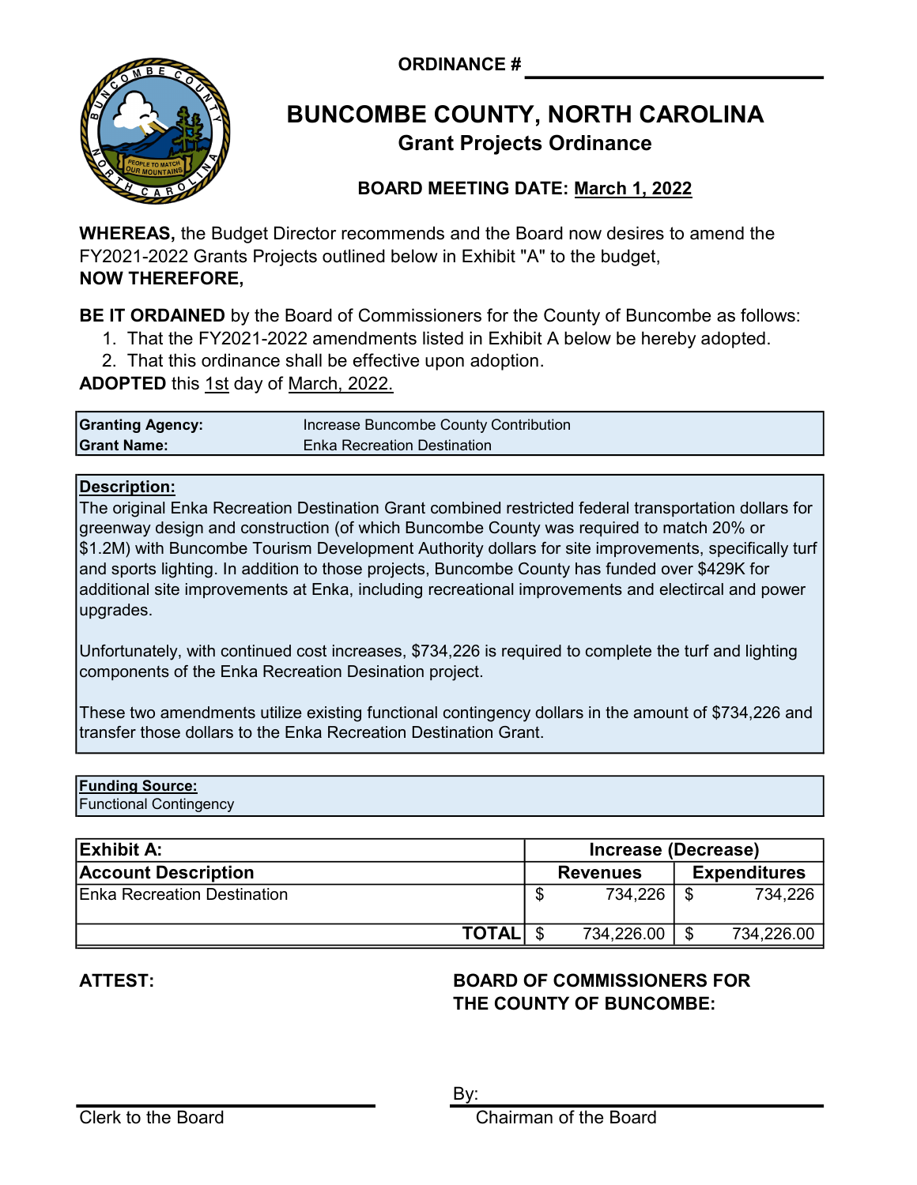ORDINANCE # \_\_\_\_\_\_\_\_\_\_\_\_\_\_\_\_\_\_\_\_

# BUNCOMBE COUNTY, NORTH CAROLINA

## Grant Projects Ordinance

**BOARD MEETING DATE: March 1, 2022**

**WHEREAS,** the Budget Director recommends and the Board now desires to amend the FY2021-2022 Grants Projects outlined below in Exhibit "A" to the budget,
**NOW THEREFORE,**

**BE IT ORDAINED** by the Board of Commissioners for the County of Buncombe as follows:

1. That the FY2021-2022 amendments listed in Exhibit A below be hereby adopted.
2. That this ordinance shall be effective upon adoption.

**ADOPTED** this 1st day of March, 2022.

| | |
|---|---|
| **Granting Agency:** | Increase Buncombe County Contribution |
| **Grant Name:** | Enka Recreation Destination |

**Description:**

The original Enka Recreation Destination Grant combined restricted federal transportation dollars for greenway design and construction (of which Buncombe County was required to match 20% or $1.2M) with Buncombe Tourism Development Authority dollars for site improvements, specifically turf and sports lighting. In addition to those projects, Buncombe County has funded over $429K for additional site improvements at Enka, including recreational improvements and electircal and power upgrades.

Unfortunately, with continued cost increases, $734,226 is required to complete the turf and lighting components of the Enka Recreation Desination project.

These two amendments utilize existing functional contingency dollars in the amount of $734,226 and transfer those dollars to the Enka Recreation Destination Grant.

**Funding Source:**
Functional Contingency

| **Exhibit A:** | **Increase (Decrease)** | |
|---|---|---|
| **Account Description** | **Revenues** | **Expenditures** |
| Enka Recreation Destination | $ 734,226 | $ 734,226 |
| **TOTAL** | $ 734,226.00 | $ 734,226.00 |

**ATTEST:**

**BOARD OF COMMISSIONERS FOR THE COUNTY OF BUNCOMBE:**

By:

Clerk to the Board

Chairman of the Board